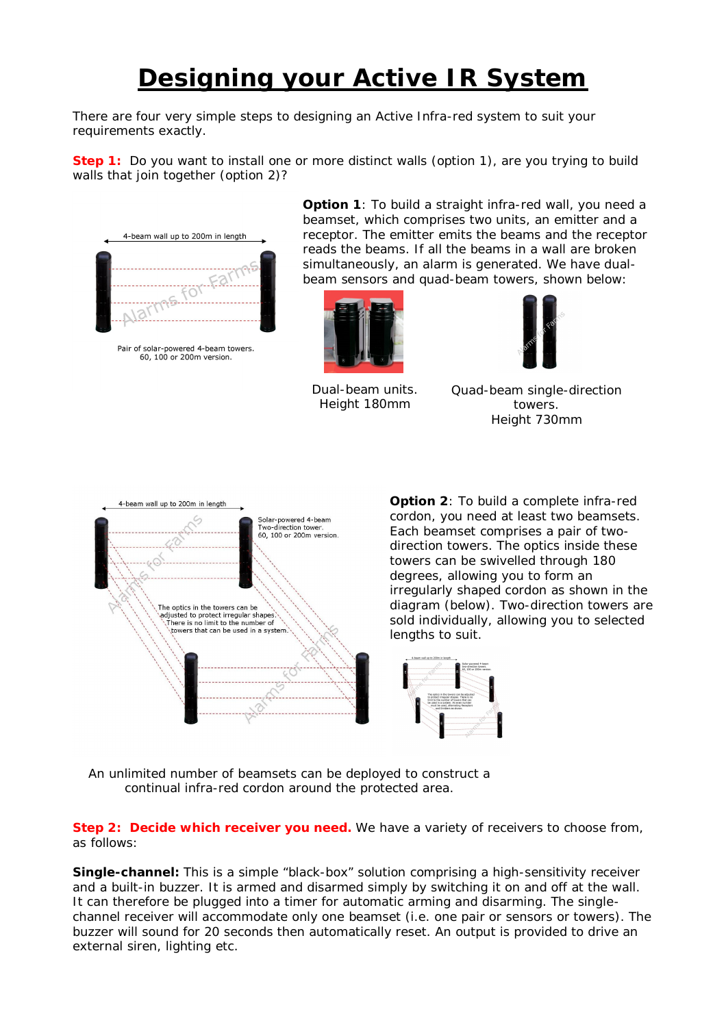# Designing your Active IR System

There are four very simple steps to designing an Active Infra-red system to suit your requirements exactly.

**Step 1:** Do you want to install one or more distinct walls (option 1), are you trying to build walls that join together (option 2)?

4-beam wall up to 200m in length

Pair of solar-powered 4-beam towers. 60, 100 or 200m version.

**Option 1**: To build a straight infra-red wall, you need a beamset, which comprises two units, an emitter and a receptor. The emitter emits the beams and the receptor reads the beams. If all the beams in a wall are broken simultaneously, an alarm is generated. We have dual-beam sensors and quad-beam towers, shown below:

Dual-beam units. Height 180mm

Quad-beam single-direction towers. Height 730mm

4-beam wall up to 200m in length

Solar-powered 4-beam Two-direction tower. 60, 100 or 200m version.

The optics in the towers can be adjusted to protect irregular shapes. There is no limit to the number of towers that can be used in a system.

**Option 2**: To build a complete infra-red cordon, you need at least two beamsets. Each beamset comprises a pair of two-direction towers. The optics inside these towers can be swivelled through 180 degrees, allowing you to form an irregularly shaped cordon as shown in the diagram (below). Two-direction towers are sold individually, allowing you to selected lengths to suit.

An unlimited number of beamsets can be deployed to construct a continual infra-red cordon around the protected area.

**Step 2: Decide which receiver you need.** We have a variety of receivers to choose from, as follows:

**Single-channel:** This is a simple "black-box" solution comprising a high-sensitivity receiver and a built-in buzzer. It is armed and disarmed simply by switching it on and off at the wall. It can therefore be plugged into a timer for automatic arming and disarming. The single-channel receiver will accommodate only one beamset (i.e. one pair or sensors or towers). The buzzer will sound for 20 seconds then automatically reset. An output is provided to drive an external siren, lighting etc.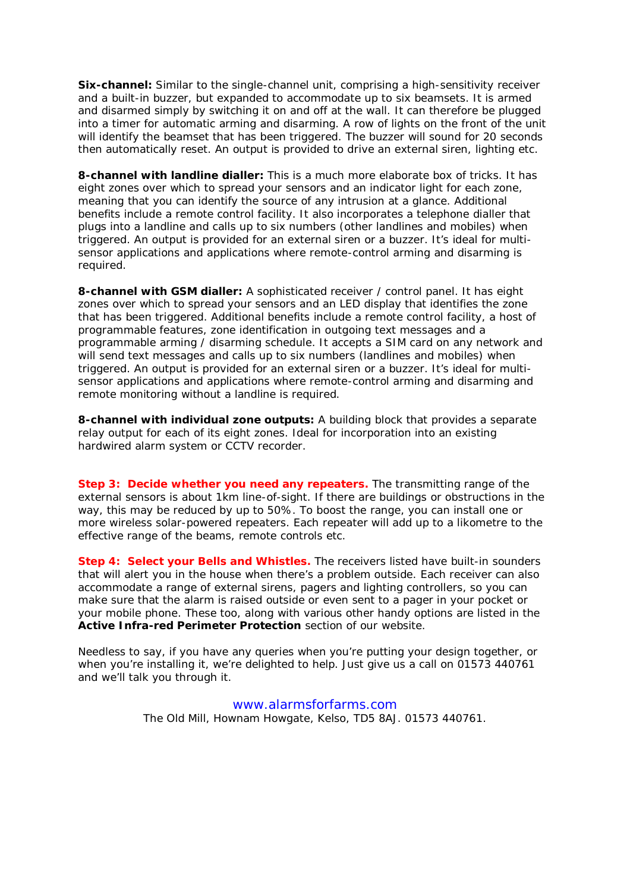**Six-channel:** Similar to the single-channel unit, comprising a high-sensitivity receiver and a built-in buzzer, but expanded to accommodate up to six beamsets. It is armed and disarmed simply by switching it on and off at the wall. It can therefore be plugged into a timer for automatic arming and disarming. A row of lights on the front of the unit will identify the beamset that has been triggered. The buzzer will sound for 20 seconds then automatically reset. An output is provided to drive an external siren, lighting etc.

**8-channel with landline dialler:** This is a much more elaborate box of tricks. It has eight zones over which to spread your sensors and an indicator light for each zone, meaning that you can identify the source of any intrusion at a glance. Additional benefits include a remote control facility. It also incorporates a telephone dialler that plugs into a landline and calls up to six numbers (other landlines and mobiles) when triggered. An output is provided for an external siren or a buzzer. It's ideal for multi-sensor applications and applications where remote-control arming and disarming is required.

**8-channel with GSM dialler:** A sophisticated receiver / control panel. It has eight zones over which to spread your sensors and an LED display that identifies the zone that has been triggered. Additional benefits include a remote control facility, a host of programmable features, zone identification in outgoing text messages and a programmable arming / disarming schedule. It accepts a SIM card on any network and will send text messages and calls up to six numbers (landlines and mobiles) when triggered. An output is provided for an external siren or a buzzer. It's ideal for multi-sensor applications and applications where remote-control arming and disarming and remote monitoring without a landline is required.

**8-channel with individual zone outputs:** A building block that provides a separate relay output for each of its eight zones. Ideal for incorporation into an existing hardwired alarm system or CCTV recorder.

**Step 3: Decide whether you need any repeaters.** The transmitting range of the external sensors is about 1km line-of-sight. If there are buildings or obstructions in the way, this may be reduced by up to 50%. To boost the range, you can install one or more wireless solar-powered repeaters. Each repeater will add up to a likometre to the effective range of the beams, remote controls etc.

**Step 4: Select your Bells and Whistles.** The receivers listed have built-in sounders that will alert you in the house when there's a problem outside. Each receiver can also accommodate a range of external sirens, pagers and lighting controllers, so you can make sure that the alarm is raised outside or even sent to a pager in your pocket or your mobile phone. These too, along with various other handy options are listed in the **Active Infra-red Perimeter Protection** section of our website.

Needless to say, if you have any queries when you're putting your design together, or when you're installing it, we're delighted to help. Just give us a call on 01573 440761 and we'll talk you through it.

www.alarmsforfarms.com
The Old Mill, Hownam Howgate, Kelso, TD5 8AJ. 01573 440761.